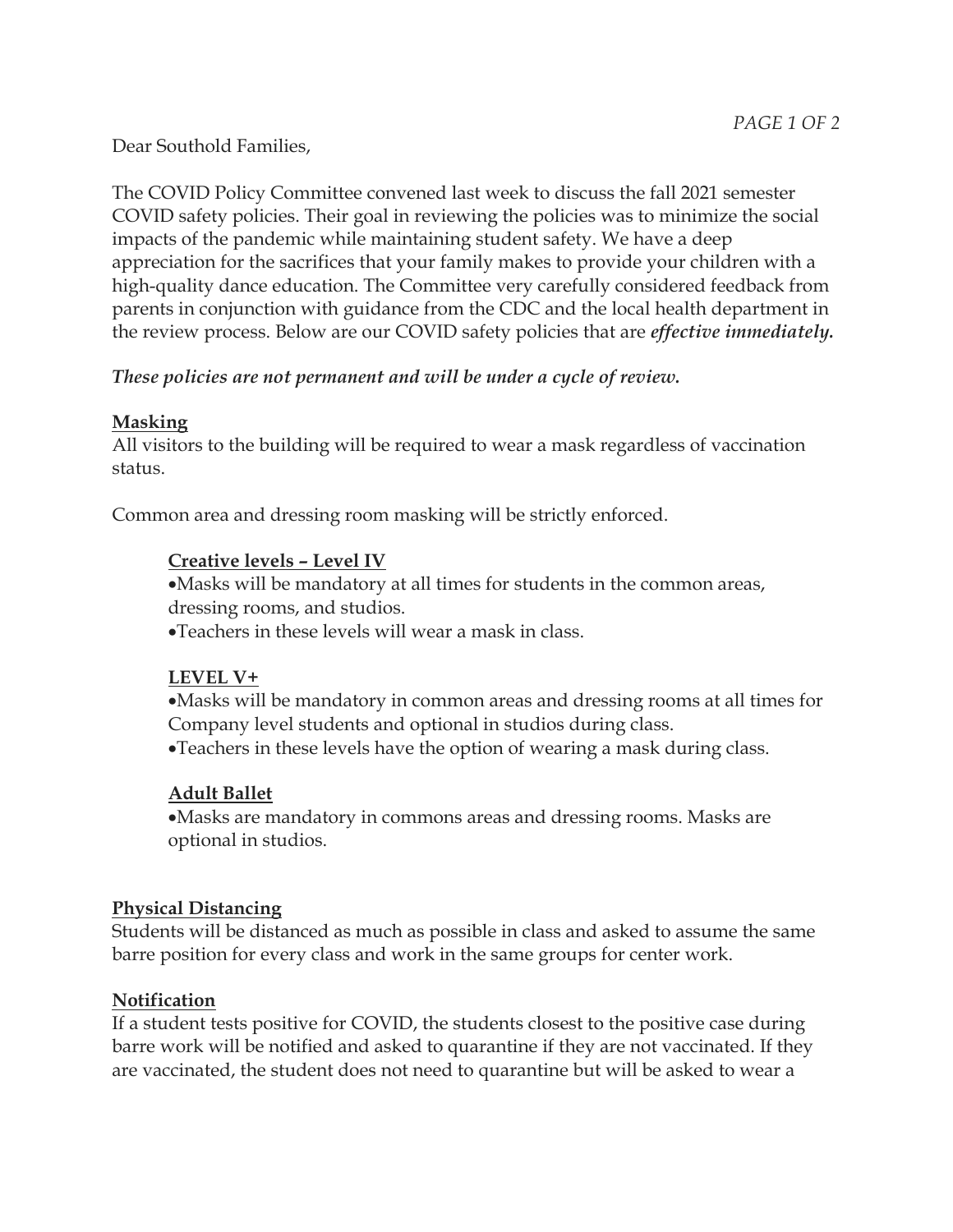Dear Southold Families,

The COVID Policy Committee convened last week to discuss the fall 2021 semester COVID safety policies. Their goal in reviewing the policies was to minimize the social impacts of the pandemic while maintaining student safety. We have a deep appreciation for the sacrifices that your family makes to provide your children with a high-quality dance education. The Committee very carefully considered feedback from parents in conjunction with guidance from the CDC and the local health department in the review process. Below are our COVID safety policies that are ***effective immediately.***

***These policies are not permanent and will be under a cycle of review.***

## Masking

All visitors to the building will be required to wear a mask regardless of vaccination status.

Common area and dressing room masking will be strictly enforced.

### Creative levels – Level IV

- Masks will be mandatory at all times for students in the common areas, dressing rooms, and studios.
- Teachers in these levels will wear a mask in class.

### LEVEL V+

- Masks will be mandatory in common areas and dressing rooms at all times for Company level students and optional in studios during class.
- Teachers in these levels have the option of wearing a mask during class.

### Adult Ballet

- Masks are mandatory in commons areas and dressing rooms. Masks are optional in studios.

## Physical Distancing

Students will be distanced as much as possible in class and asked to assume the same barre position for every class and work in the same groups for center work.

## Notification

If a student tests positive for COVID, the students closest to the positive case during barre work will be notified and asked to quarantine if they are not vaccinated. If they are vaccinated, the student does not need to quarantine but will be asked to wear a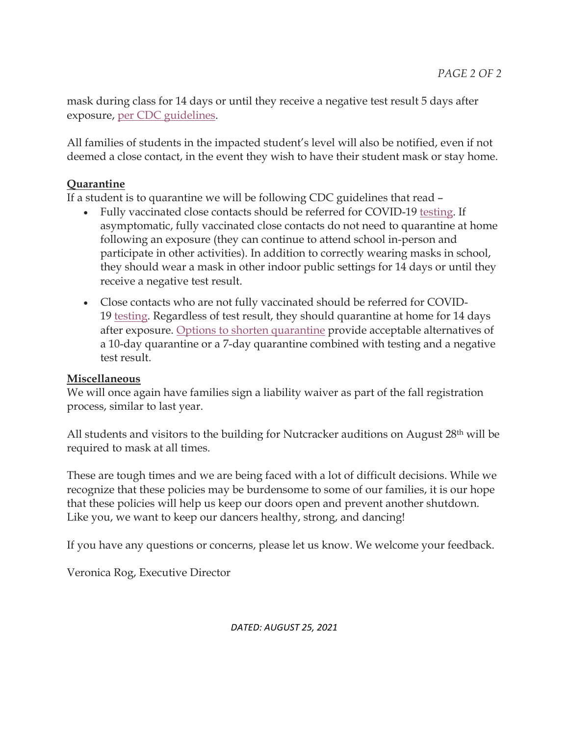mask during class for 14 days or until they receive a negative test result 5 days after exposure, per CDC guidelines.

All families of students in the impacted student's level will also be notified, even if not deemed a close contact, in the event they wish to have their student mask or stay home.

**Quarantine**

If a student is to quarantine we will be following CDC guidelines that read –

- Fully vaccinated close contacts should be referred for COVID-19 testing. If asymptomatic, fully vaccinated close contacts do not need to quarantine at home following an exposure (they can continue to attend school in-person and participate in other activities). In addition to correctly wearing masks in school, they should wear a mask in other indoor public settings for 14 days or until they receive a negative test result.
- Close contacts who are not fully vaccinated should be referred for COVID-19 testing. Regardless of test result, they should quarantine at home for 14 days after exposure. Options to shorten quarantine provide acceptable alternatives of a 10-day quarantine or a 7-day quarantine combined with testing and a negative test result.

**Miscellaneous**

We will once again have families sign a liability waiver as part of the fall registration process, similar to last year.

All students and visitors to the building for Nutcracker auditions on August 28th will be required to mask at all times.

These are tough times and we are being faced with a lot of difficult decisions. While we recognize that these policies may be burdensome to some of our families, it is our hope that these policies will help us keep our doors open and prevent another shutdown. Like you, we want to keep our dancers healthy, strong, and dancing!

If you have any questions or concerns, please let us know. We welcome your feedback.

Veronica Rog, Executive Director

*DATED: AUGUST 25, 2021*